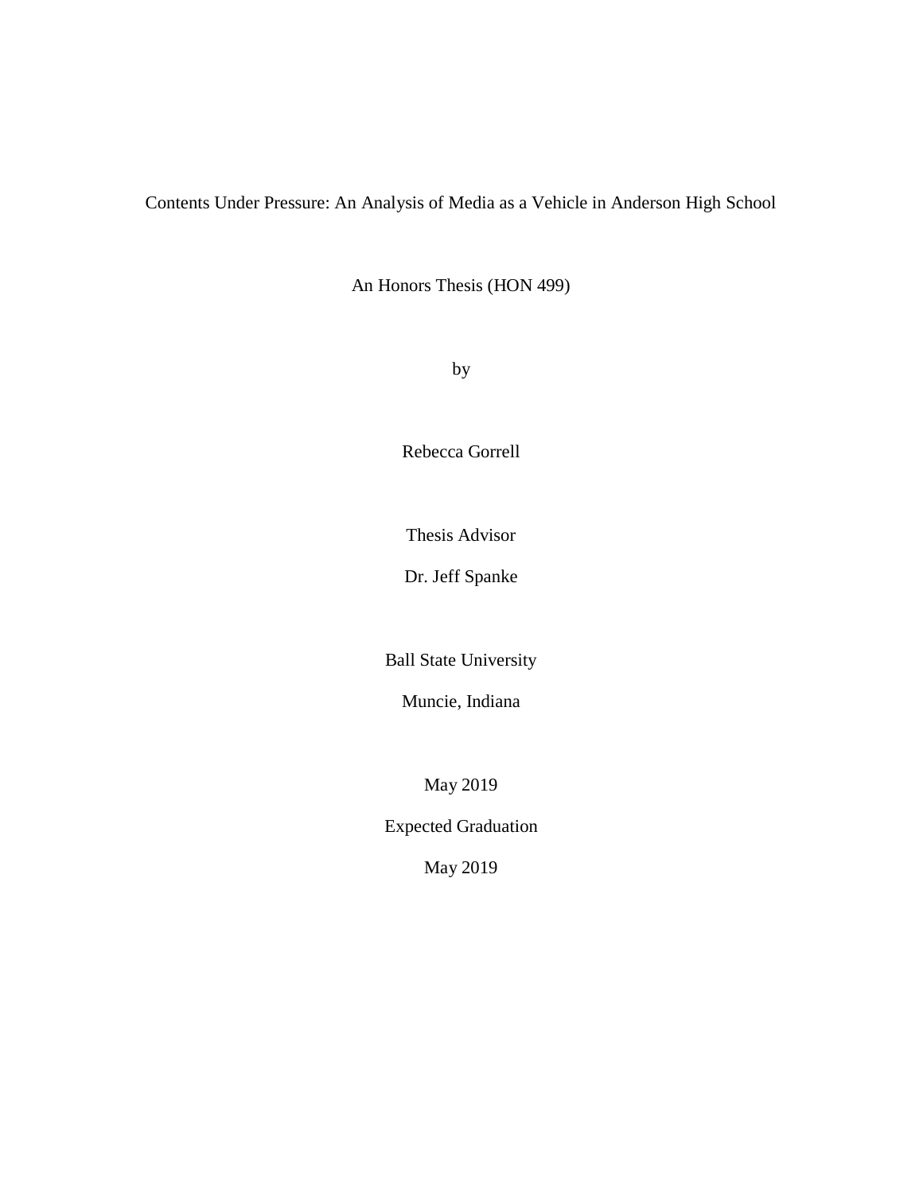# Contents Under Pressure: An Analysis of Media as a Vehicle in Anderson High School

An Honors Thesis (HON 499)

by

Rebecca Gorrell

Thesis Advisor

Dr. Jeff Spanke

Ball State University

Muncie, Indiana

May 2019

Expected Graduation

May 2019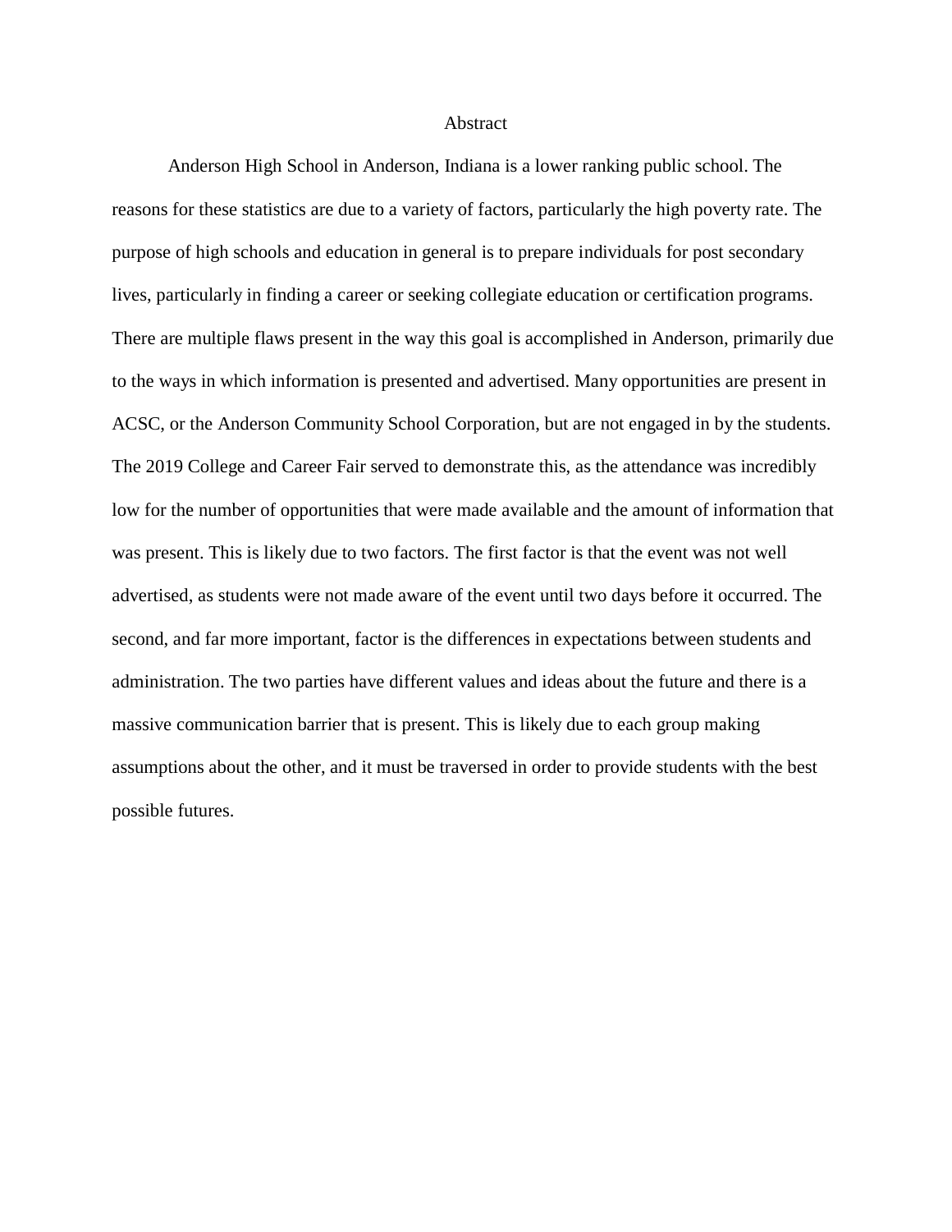# Abstract

Anderson High School in Anderson, Indiana is a lower ranking public school. The reasons for these statistics are due to a variety of factors, particularly the high poverty rate. The purpose of high schools and education in general is to prepare individuals for post secondary lives, particularly in finding a career or seeking collegiate education or certification programs. There are multiple flaws present in the way this goal is accomplished in Anderson, primarily due to the ways in which information is presented and advertised. Many opportunities are present in ACSC, or the Anderson Community School Corporation, but are not engaged in by the students. The 2019 College and Career Fair served to demonstrate this, as the attendance was incredibly low for the number of opportunities that were made available and the amount of information that was present. This is likely due to two factors. The first factor is that the event was not well advertised, as students were not made aware of the event until two days before it occurred. The second, and far more important, factor is the differences in expectations between students and administration. The two parties have different values and ideas about the future and there is a massive communication barrier that is present. This is likely due to each group making assumptions about the other, and it must be traversed in order to provide students with the best possible futures.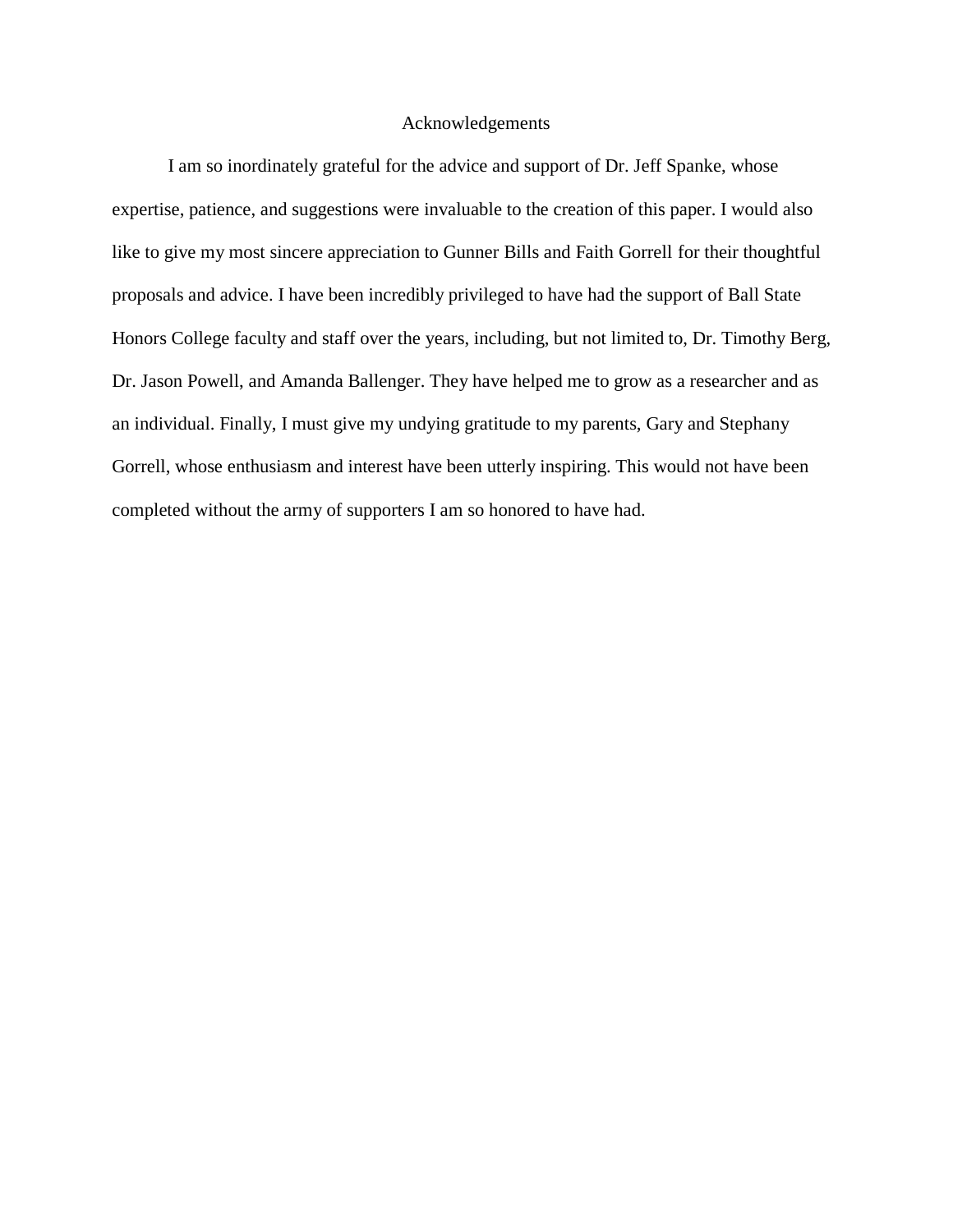# Acknowledgements

I am so inordinately grateful for the advice and support of Dr. Jeff Spanke, whose expertise, patience, and suggestions were invaluable to the creation of this paper. I would also like to give my most sincere appreciation to Gunner Bills and Faith Gorrell for their thoughtful proposals and advice. I have been incredibly privileged to have had the support of Ball State Honors College faculty and staff over the years, including, but not limited to, Dr. Timothy Berg, Dr. Jason Powell, and Amanda Ballenger. They have helped me to grow as a researcher and as an individual. Finally, I must give my undying gratitude to my parents, Gary and Stephany Gorrell, whose enthusiasm and interest have been utterly inspiring. This would not have been completed without the army of supporters I am so honored to have had.